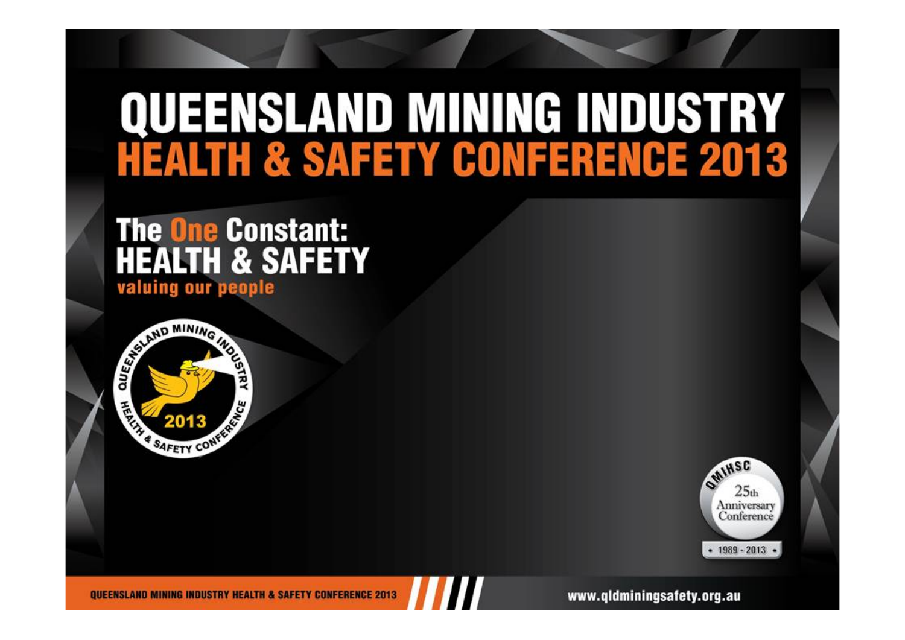# QUEENSLAND MINING INDUSTRY HEALTH & SAFETY CONFERENCE 2013

## The One Constant: HEALTH & SAFETY

valuing our people

QUEENSLAND MINING INDUSTRY HEALTH & SAFETY CONFERENCE 2013

QMIHSC 25th Anniversary Conference • 1989 - 2013 •

QUEENSLAND MINING INDUSTRY HEALTH & SAFETY CONFERENCE 2013

www.qldminingsafety.org.au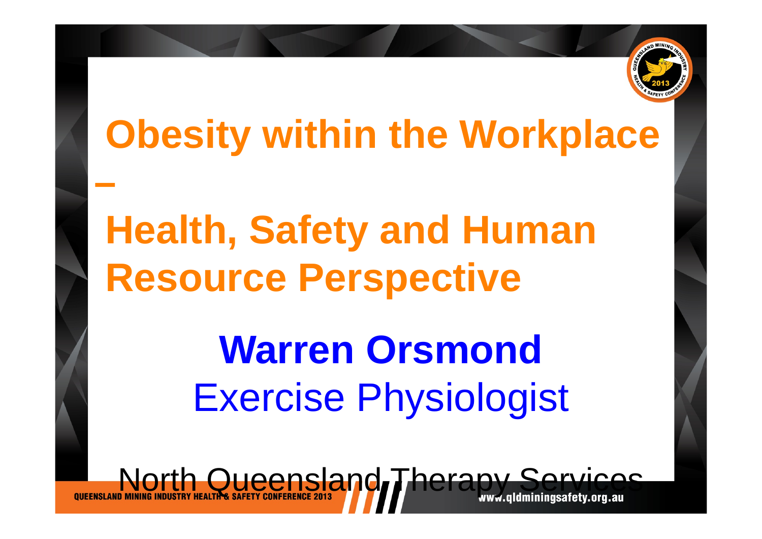# Obesity within the Workplace – Health, Safety and Human Resource Perspective

**Warren Orsmond**

Exercise Physiologist

North Queensland Therapy Services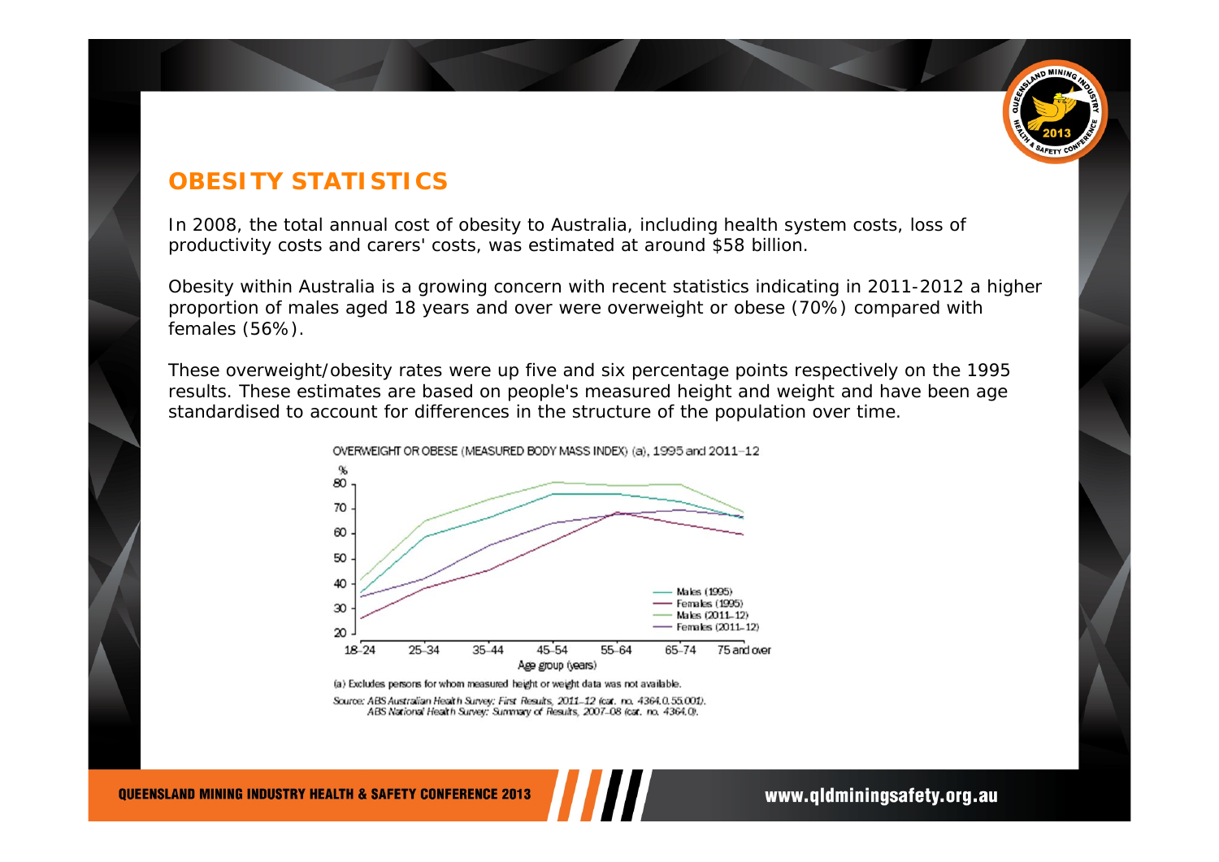## OBESITY STATISTICS

In 2008, the total annual cost of obesity to Australia, including health system costs, loss of productivity costs and carers' costs, was estimated at around $58 billion.

Obesity within Australia is a growing concern with recent statistics indicating in 2011-2012 a higher proportion of males aged 18 years and over were overweight or obese (70%) compared with females (56%).

These overweight/obesity rates were up five and six percentage points respectively on the 1995 results. These estimates are based on people's measured height and weight and have been age standardised to account for differences in the structure of the population over time.

OVERWEIGHT OR OBESE (MEASURED BODY MASS INDEX) (a), 1995 and 2011–12

(a) Excludes persons for whom measured height or weight data was not available.

*Source: ABS Australian Health Survey: First Results, 2011–12 (cat. no. 4364.0.55.001).*
*ABS National Health Survey: Summary of Results, 2007–08 (cat. no. 4364.0).*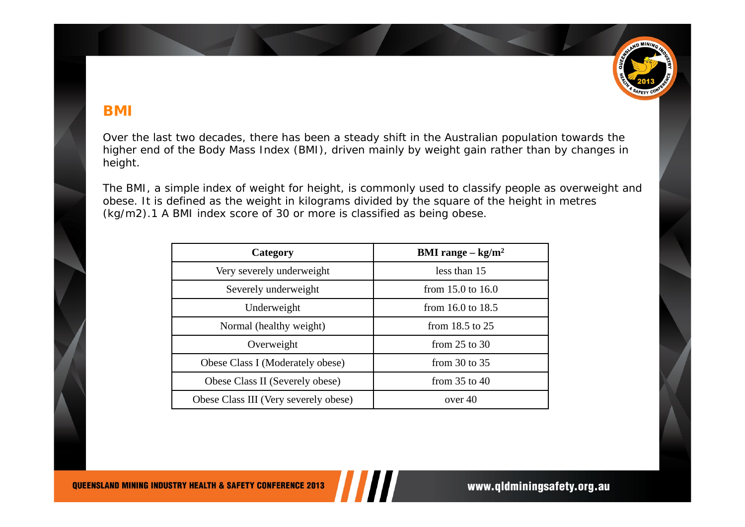## BMI

Over the last two decades, there has been a steady shift in the Australian population towards the higher end of the Body Mass Index (BMI), driven mainly by weight gain rather than by changes in height.

The BMI, a simple index of weight for height, is commonly used to classify people as overweight and obese. It is defined as the weight in kilograms divided by the square of the height in metres (kg/m2).1 A BMI index score of 30 or more is classified as being obese.

| Category | BMI range – $kg/m^2$ |
|---|---|
| Very severely underweight | less than 15 |
| Severely underweight | from 15.0 to 16.0 |
| Underweight | from 16.0 to 18.5 |
| Normal (healthy weight) | from 18.5 to 25 |
| Overweight | from 25 to 30 |
| Obese Class I (Moderately obese) | from 30 to 35 |
| Obese Class II (Severely obese) | from 35 to 40 |
| Obese Class III (Very severely obese) | over 40 |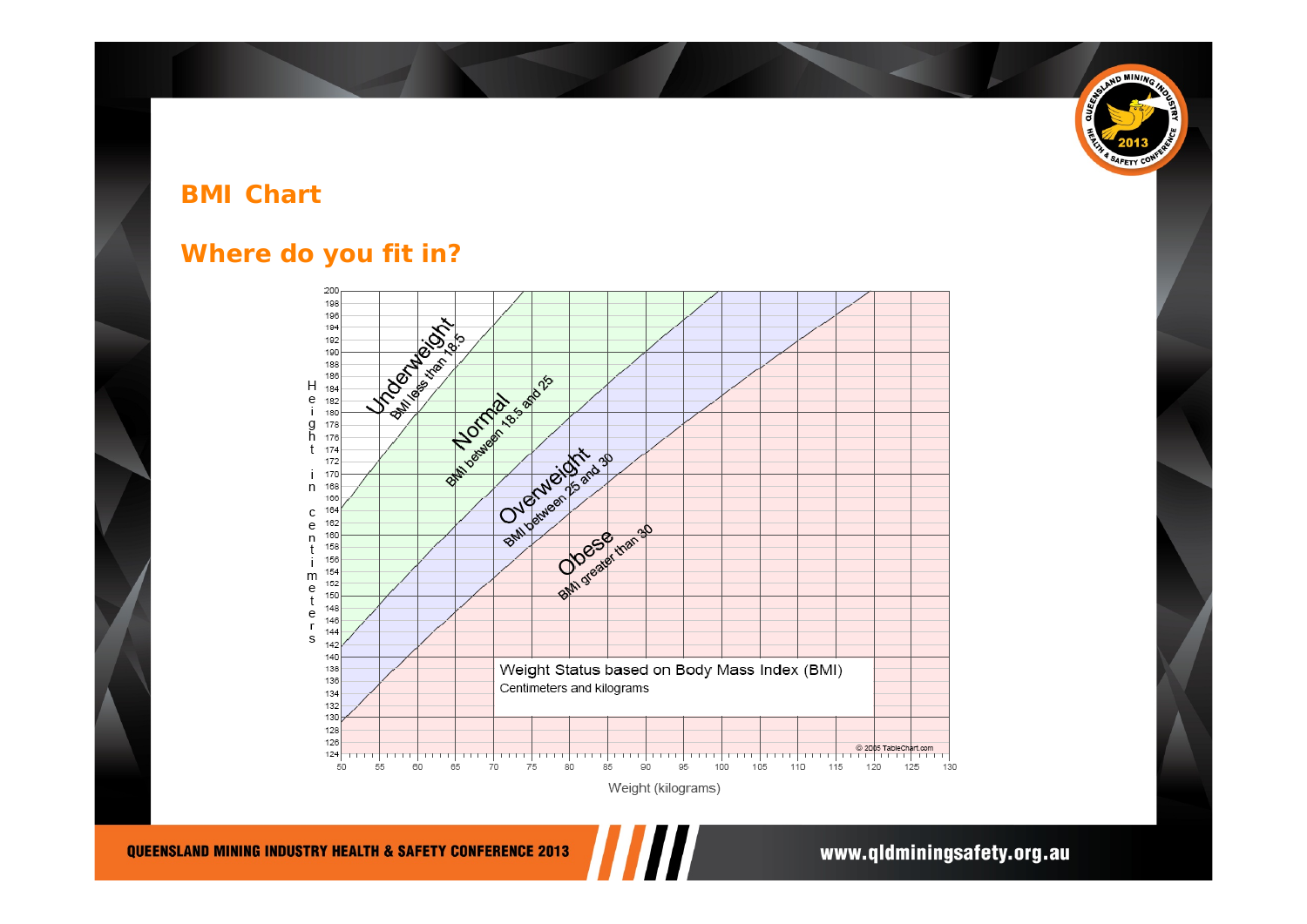# BMI Chart

## Where do you fit in?

Weight Status based on Body Mass Index (BMI)

Centimeters and kilograms

Underweight — BMI less than 18.5

Normal — BMI between 18.5 and 25

Overweight — BMI between 25 and 30

Obese — BMI greater than 30

Height in centimeters

Weight (kilograms)

© 2005 TableChart.com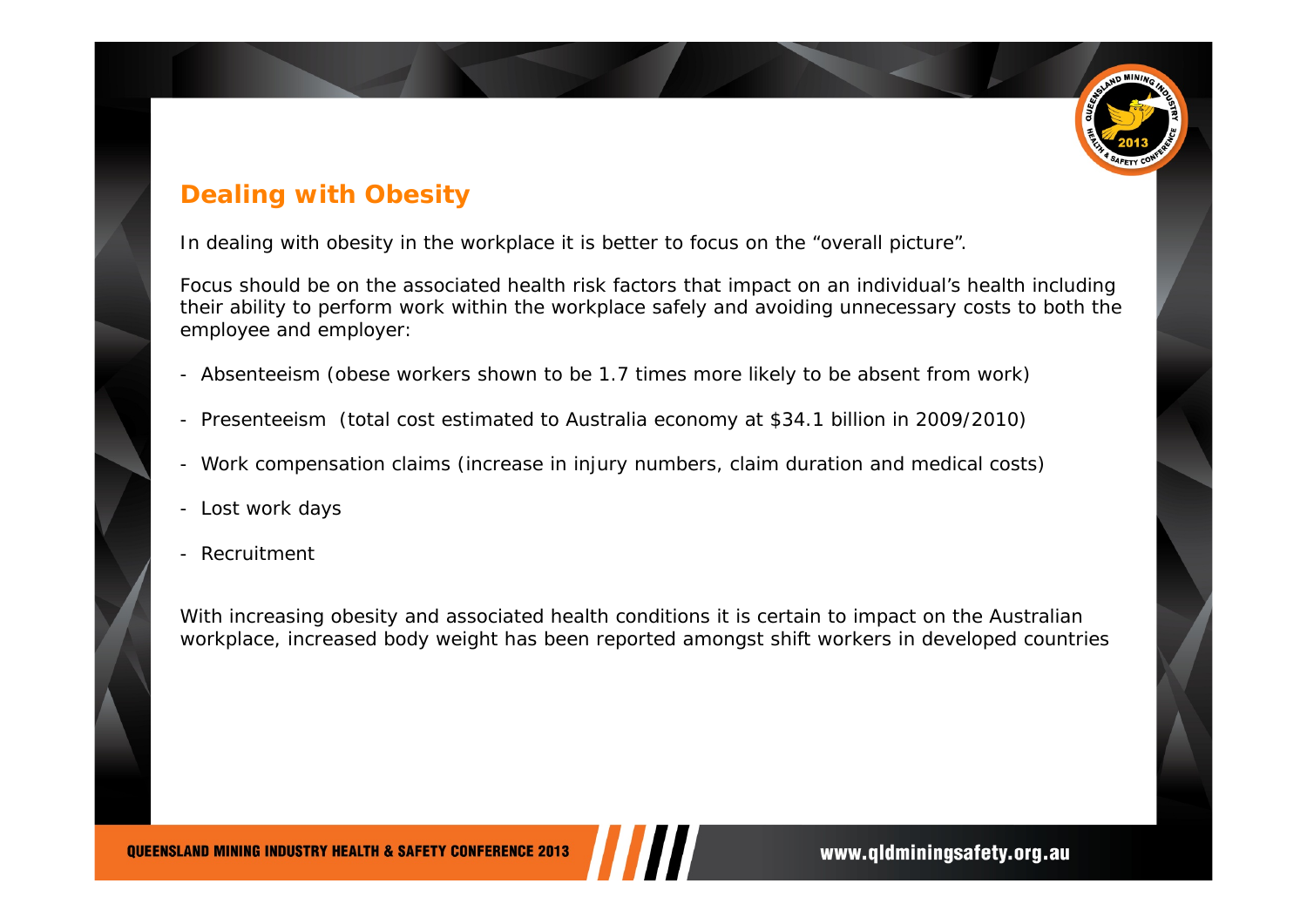## Dealing with Obesity

In dealing with obesity in the workplace it is better to focus on the “overall picture”.

Focus should be on the associated health risk factors that impact on an individual’s health including their ability to perform work within the workplace safely and avoiding unnecessary costs to both the employee and employer:

- Absenteeism (obese workers shown to be 1.7 times more likely to be absent from work)
- Presenteeism (total cost estimated to Australia economy at $34.1 billion in 2009/2010)
- Work compensation claims (increase in injury numbers, claim duration and medical costs)
- Lost work days
- Recruitment

With increasing obesity and associated health conditions it is certain to impact on the Australian workplace, increased body weight has been reported amongst shift workers in developed countries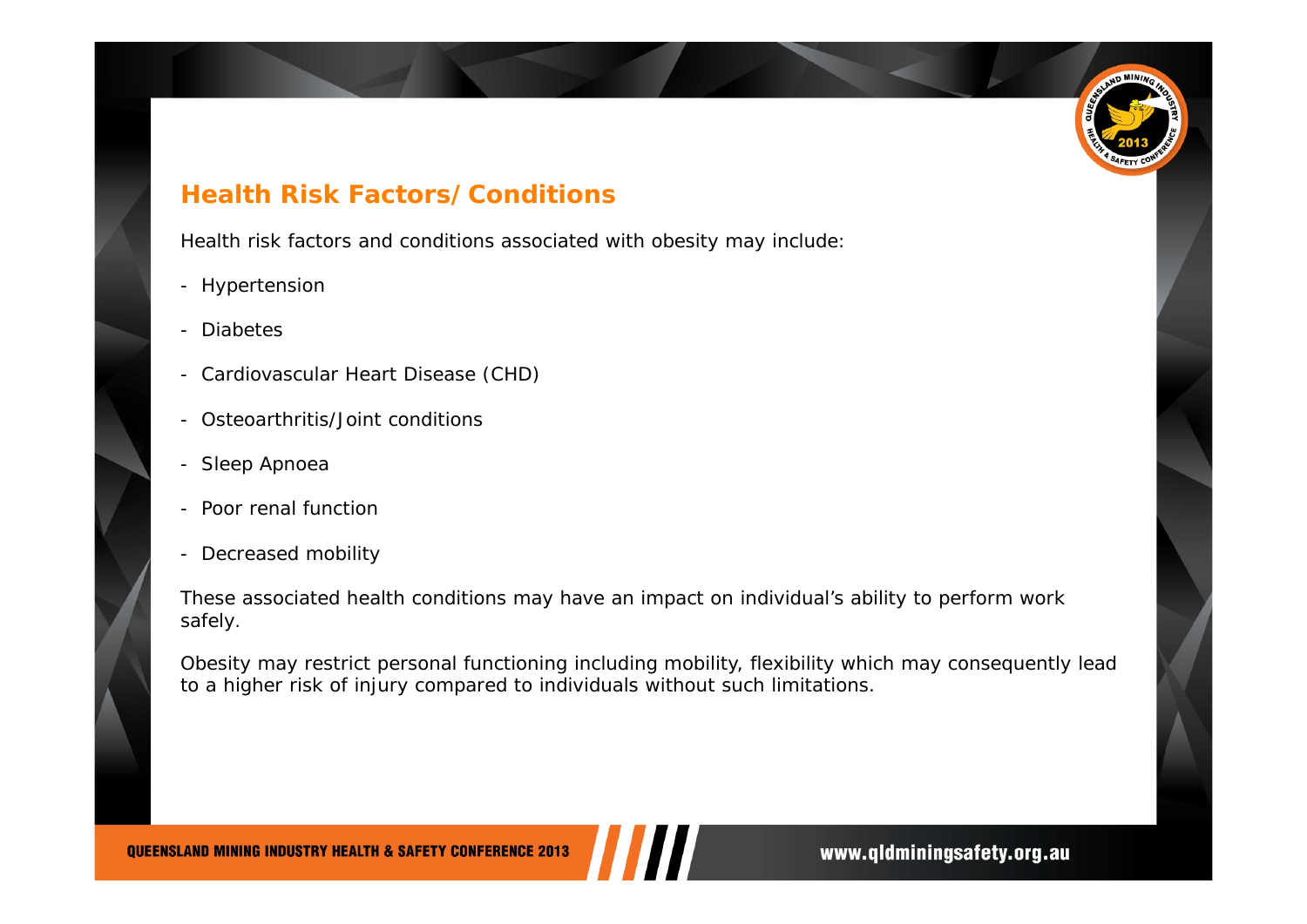## Health Risk Factors/Conditions

Health risk factors and conditions associated with obesity may include:

- Hypertension
- Diabetes
- Cardiovascular Heart Disease (CHD)
- Osteoarthritis/Joint conditions
- Sleep Apnoea
- Poor renal function
- Decreased mobility

These associated health conditions may have an impact on individual's ability to perform work safely.

Obesity may restrict personal functioning including mobility, flexibility which may consequently lead to a higher risk of injury compared to individuals without such limitations.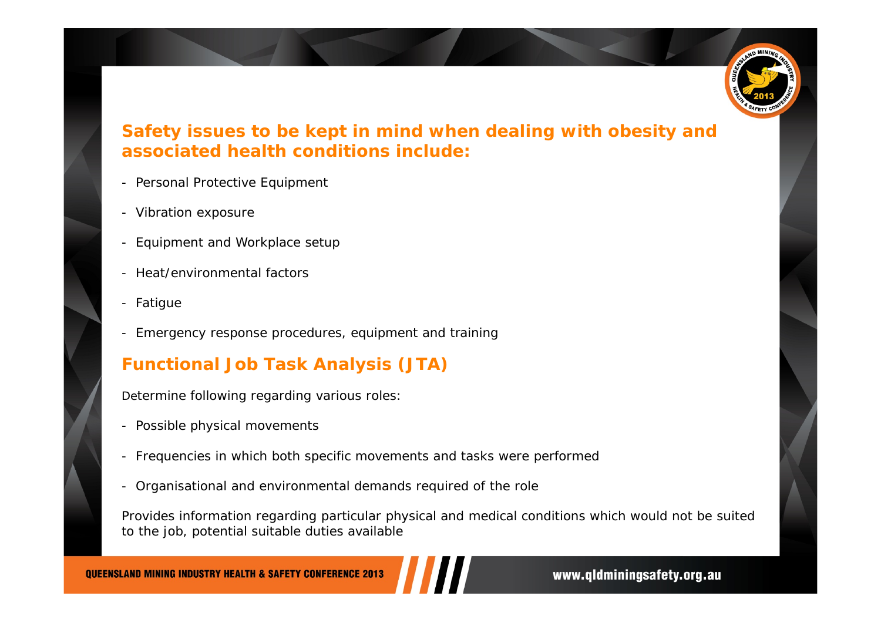## Safety issues to be kept in mind when dealing with obesity and associated health conditions include:

- Personal Protective Equipment
- Vibration exposure
- Equipment and Workplace setup
- Heat/environmental factors
- Fatigue
- Emergency response procedures, equipment and training

## Functional Job Task Analysis (JTA)

Determine following regarding various roles:

- Possible physical movements
- Frequencies in which both specific movements and tasks were performed
- Organisational and environmental demands required of the role

Provides information regarding particular physical and medical conditions which would not be suited to the job, potential suitable duties available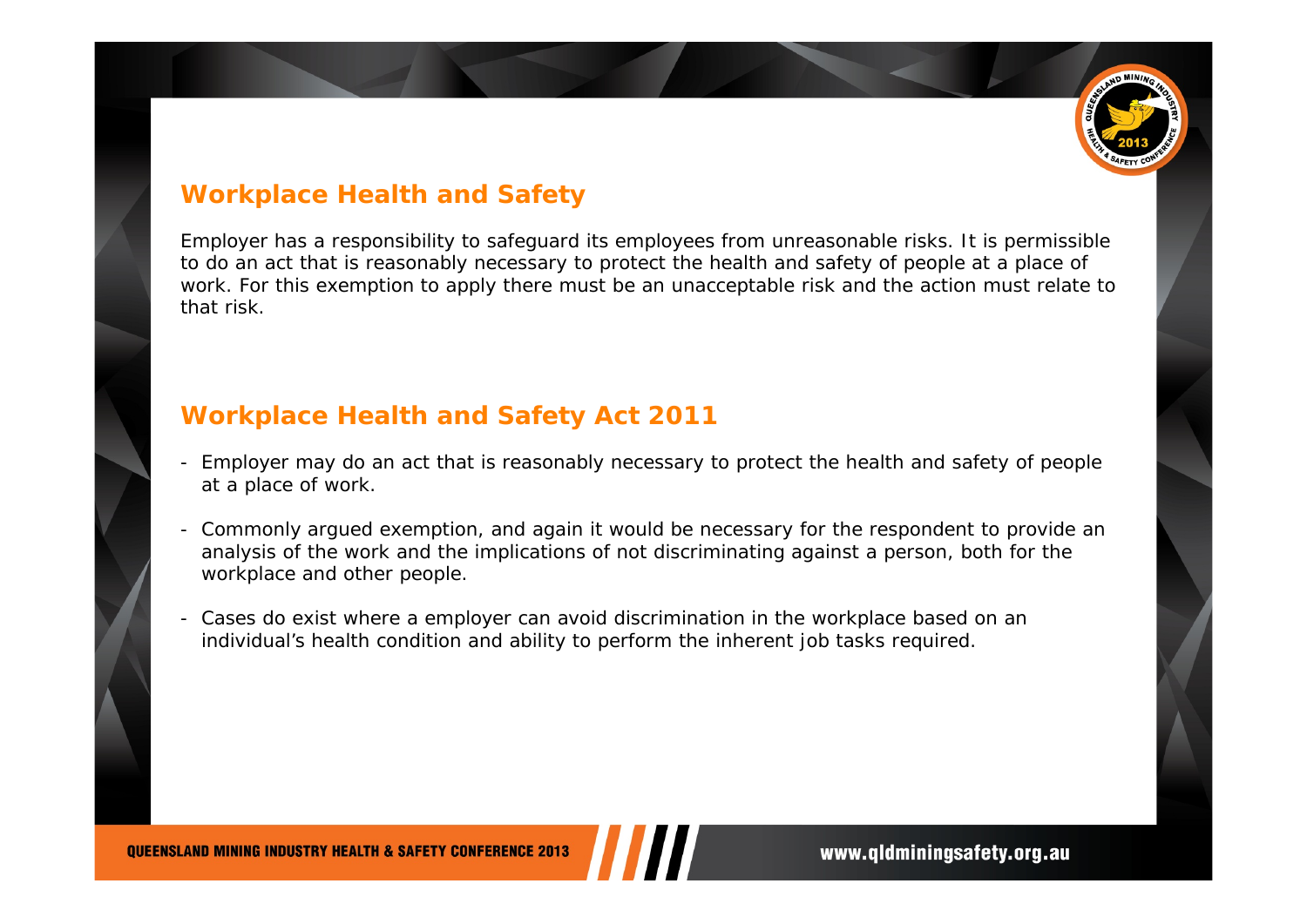## Workplace Health and Safety

Employer has a responsibility to safeguard its employees from unreasonable risks. It is permissible to do an act that is reasonably necessary to protect the health and safety of people at a place of work. For this exemption to apply there must be an unacceptable risk and the action must relate to that risk.

## Workplace Health and Safety Act 2011

- Employer may do an act that is reasonably necessary to protect the health and safety of people at a place of work.
- Commonly argued exemption, and again it would be necessary for the respondent to provide an analysis of the work and the implications of not discriminating against a person, both for the workplace and other people.
- Cases do exist where a employer can avoid discrimination in the workplace based on an individual's health condition and ability to perform the inherent job tasks required.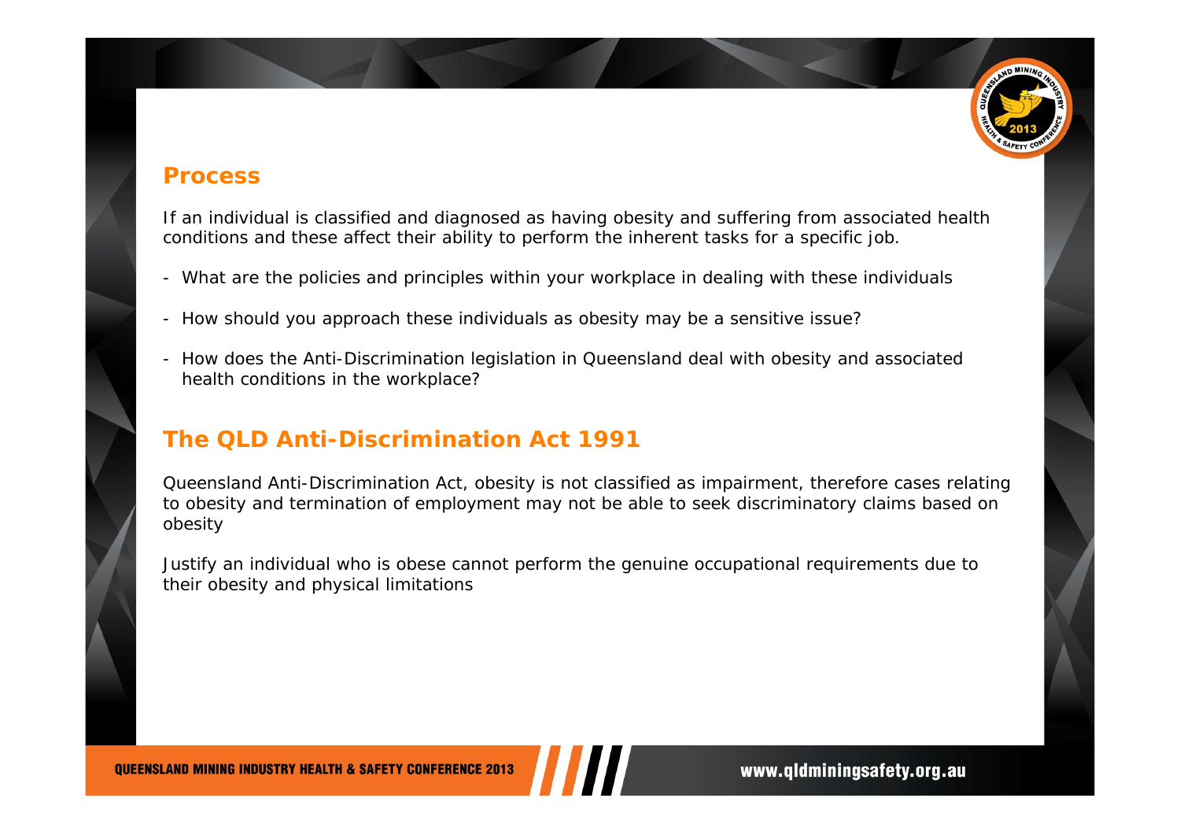## Process

If an individual is classified and diagnosed as having obesity and suffering from associated health conditions and these affect their ability to perform the inherent tasks for a specific job.

- What are the policies and principles within your workplace in dealing with these individuals
- How should you approach these individuals as obesity may be a sensitive issue?
- How does the Anti-Discrimination legislation in Queensland deal with obesity and associated health conditions in the workplace?

## The QLD Anti-Discrimination Act 1991

Queensland Anti-Discrimination Act, obesity is not classified as impairment, therefore cases relating to obesity and termination of employment may not be able to seek discriminatory claims based on obesity

Justify an individual who is obese cannot perform the genuine occupational requirements due to their obesity and physical limitations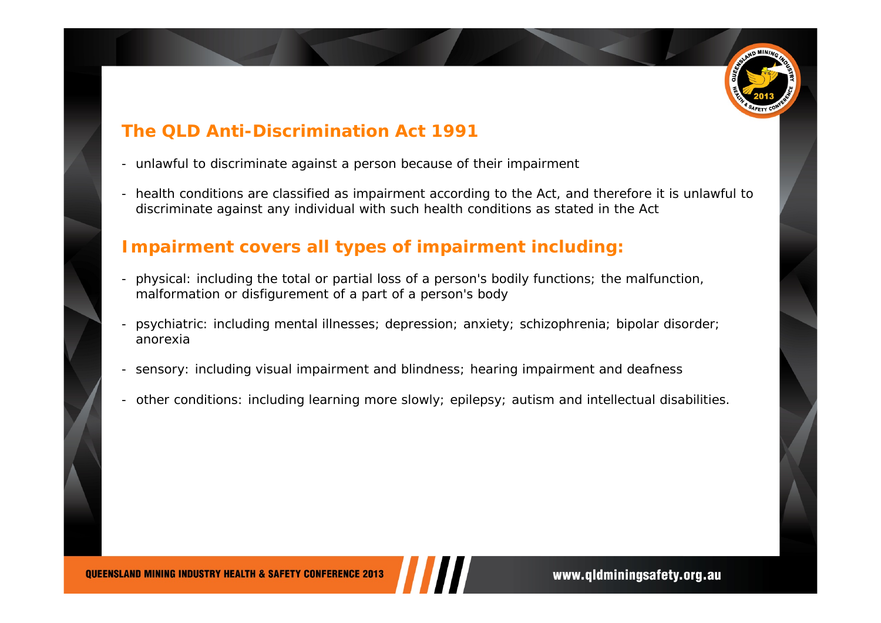## The QLD Anti-Discrimination Act 1991

- unlawful to discriminate against a person because of their impairment
- health conditions are classified as impairment according to the Act, and therefore it is unlawful to discriminate against any individual with such health conditions as stated in the Act

## Impairment covers all types of impairment including:

- physical: including the total or partial loss of a person's bodily functions; the malfunction, malformation or disfigurement of a part of a person's body
- psychiatric: including mental illnesses; depression; anxiety; schizophrenia; bipolar disorder; anorexia
- sensory: including visual impairment and blindness; hearing impairment and deafness
- other conditions: including learning more slowly; epilepsy; autism and intellectual disabilities.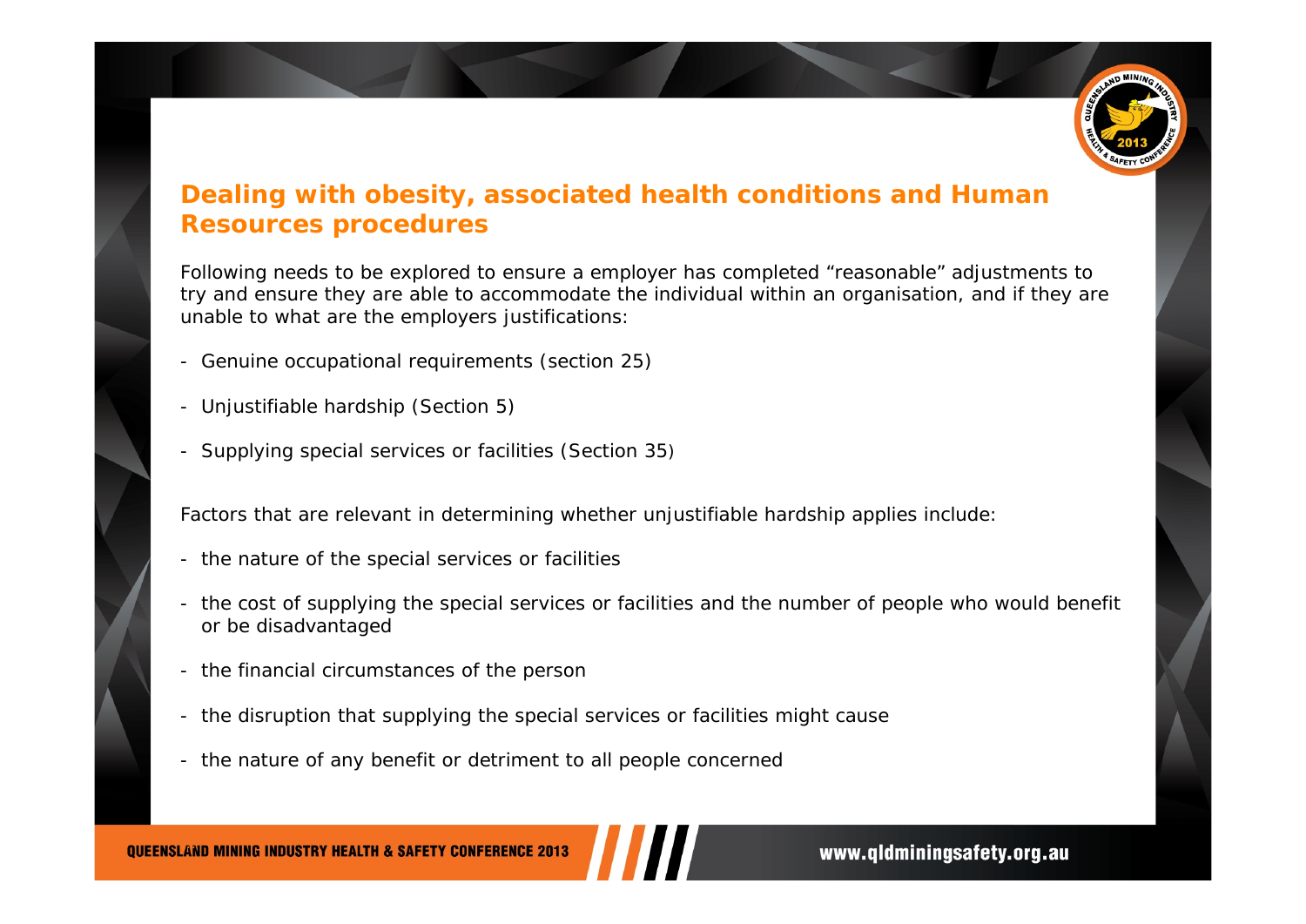## Dealing with obesity, associated health conditions and Human Resources procedures

Following needs to be explored to ensure a employer has completed "reasonable" adjustments to try and ensure they are able to accommodate the individual within an organisation, and if they are unable to what are the employers justifications:

- Genuine occupational requirements (section 25)
- Unjustifiable hardship (Section 5)
- Supplying special services or facilities (Section 35)

Factors that are relevant in determining whether unjustifiable hardship applies include:

- the nature of the special services or facilities
- the cost of supplying the special services or facilities and the number of people who would benefit or be disadvantaged
- the financial circumstances of the person
- the disruption that supplying the special services or facilities might cause
- the nature of any benefit or detriment to all people concerned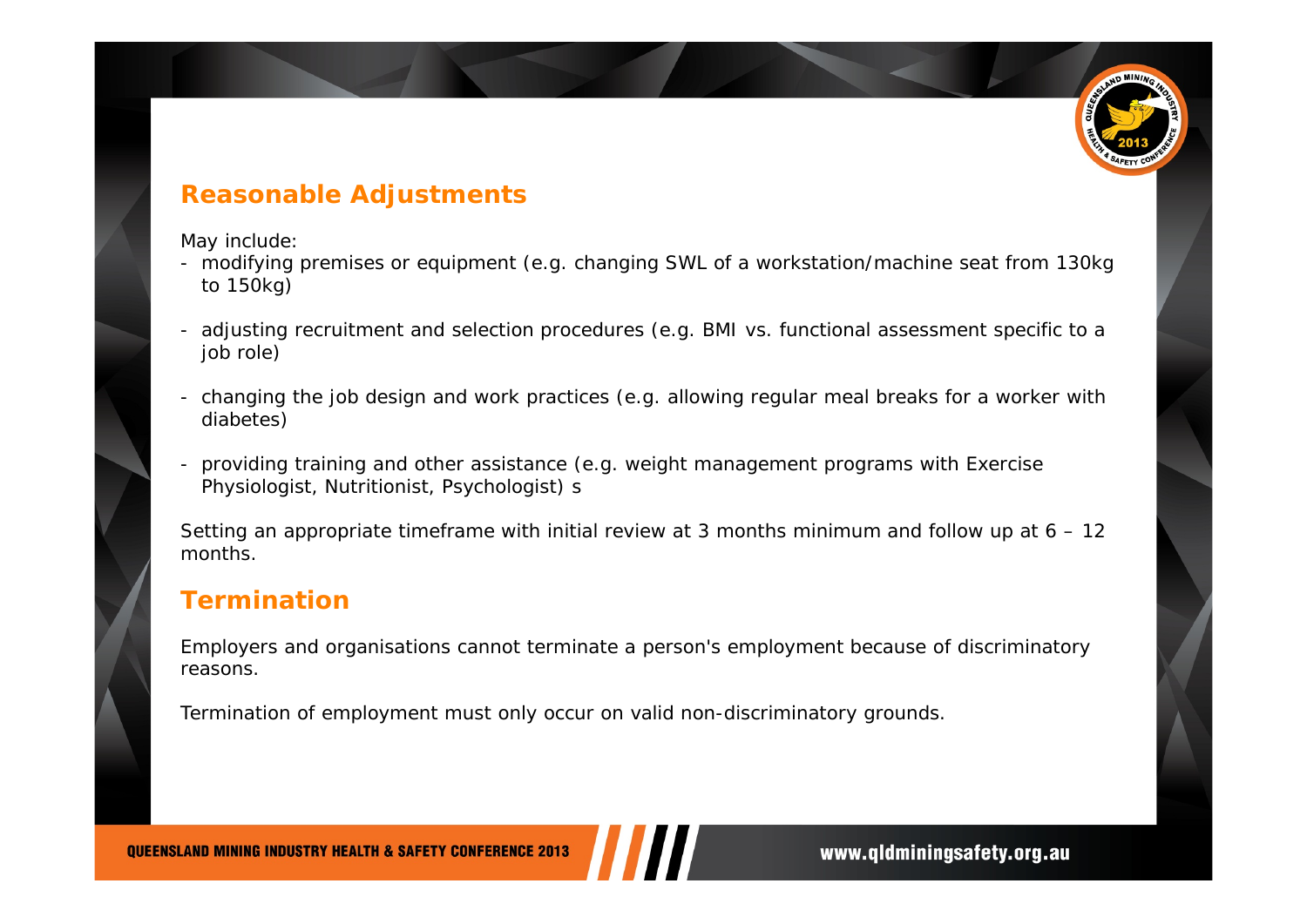## Reasonable Adjustments

May include:

- modifying premises or equipment (e.g. changing SWL of a workstation/machine seat from 130kg to 150kg)
- adjusting recruitment and selection procedures (e.g. BMI vs. functional assessment specific to a job role)
- changing the job design and work practices (e.g. allowing regular meal breaks for a worker with diabetes)
- providing training and other assistance (e.g. weight management programs with Exercise Physiologist, Nutritionist, Psychologist) s

Setting an appropriate timeframe with initial review at 3 months minimum and follow up at 6 – 12 months.

## Termination

Employers and organisations cannot terminate a person's employment because of discriminatory reasons.

Termination of employment must only occur on valid non-discriminatory grounds.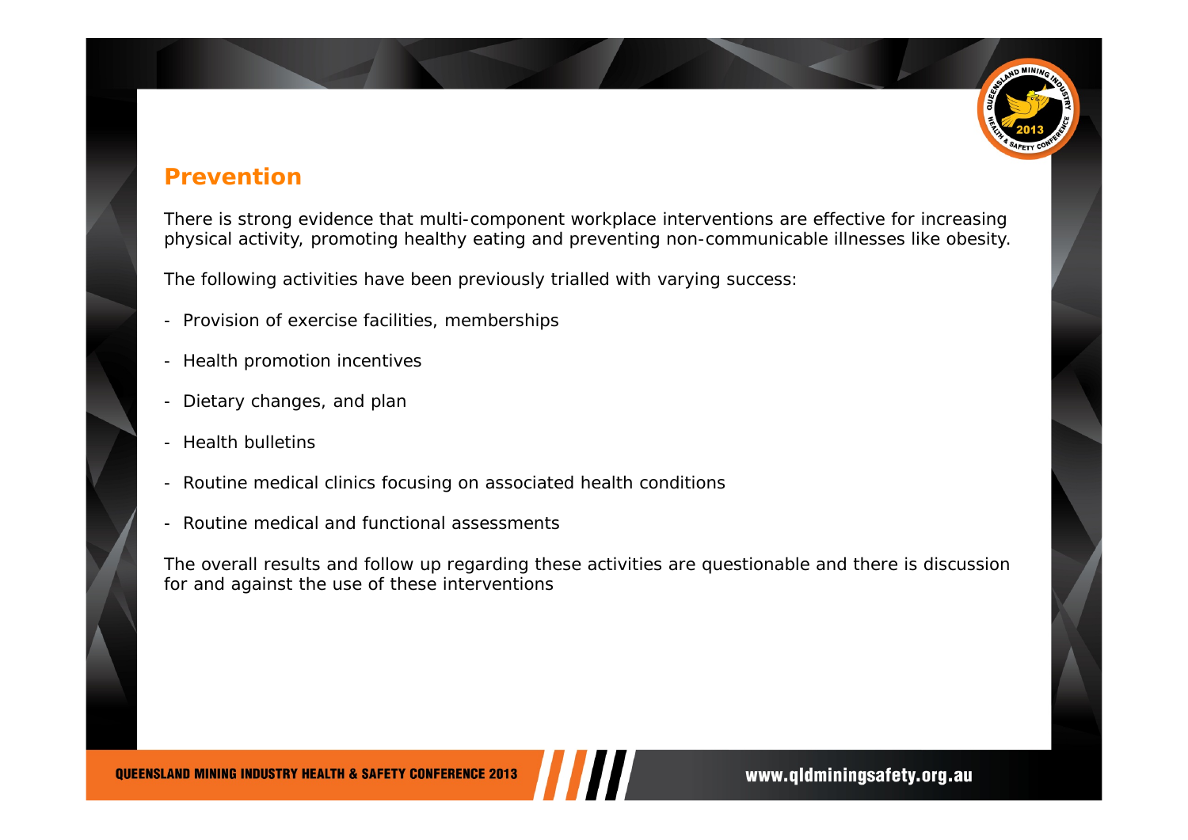## Prevention

There is strong evidence that multi-component workplace interventions are effective for increasing physical activity, promoting healthy eating and preventing non-communicable illnesses like obesity.

The following activities have been previously trialled with varying success:

- Provision of exercise facilities, memberships
- Health promotion incentives
- Dietary changes, and plan
- Health bulletins
- Routine medical clinics focusing on associated health conditions
- Routine medical and functional assessments

The overall results and follow up regarding these activities are questionable and there is discussion for and against the use of these interventions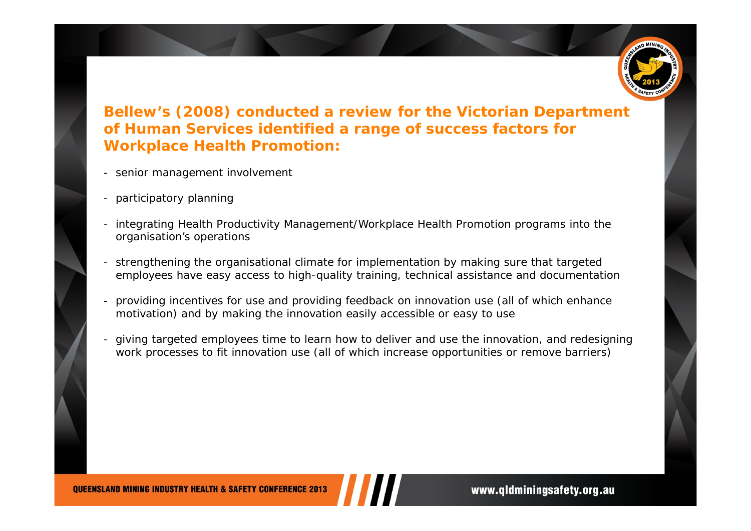## Bellew's (2008) conducted a review for the Victorian Department of Human Services identified a range of success factors for Workplace Health Promotion:

- senior management involvement
- participatory planning
- integrating Health Productivity Management/Workplace Health Promotion programs into the organisation's operations
- strengthening the organisational climate for implementation by making sure that targeted employees have easy access to high-quality training, technical assistance and documentation
- providing incentives for use and providing feedback on innovation use (all of which enhance motivation) and by making the innovation easily accessible or easy to use
- giving targeted employees time to learn how to deliver and use the innovation, and redesigning work processes to fit innovation use (all of which increase opportunities or remove barriers)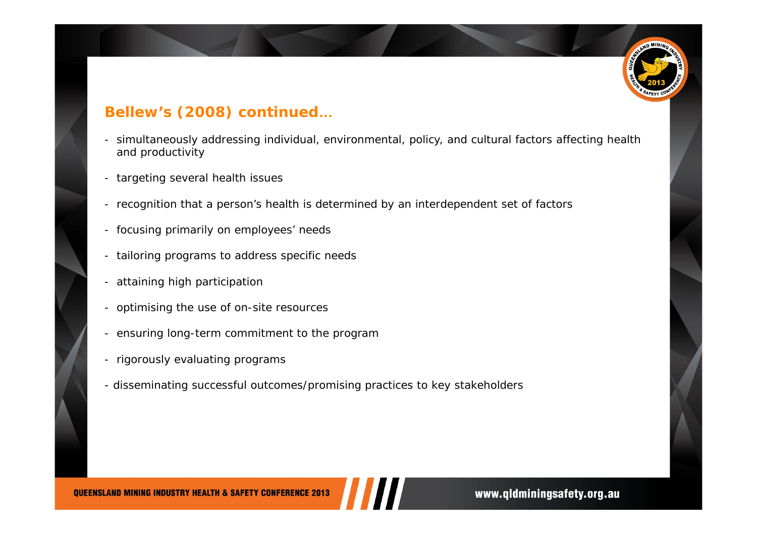## Bellew's (2008) continued…

- simultaneously addressing individual, environmental, policy, and cultural factors affecting health and productivity
- targeting several health issues
- recognition that a person's health is determined by an interdependent set of factors
- focusing primarily on employees' needs
- tailoring programs to address specific needs
- attaining high participation
- optimising the use of on-site resources
- ensuring long-term commitment to the program
- rigorously evaluating programs
- disseminating successful outcomes/promising practices to key stakeholders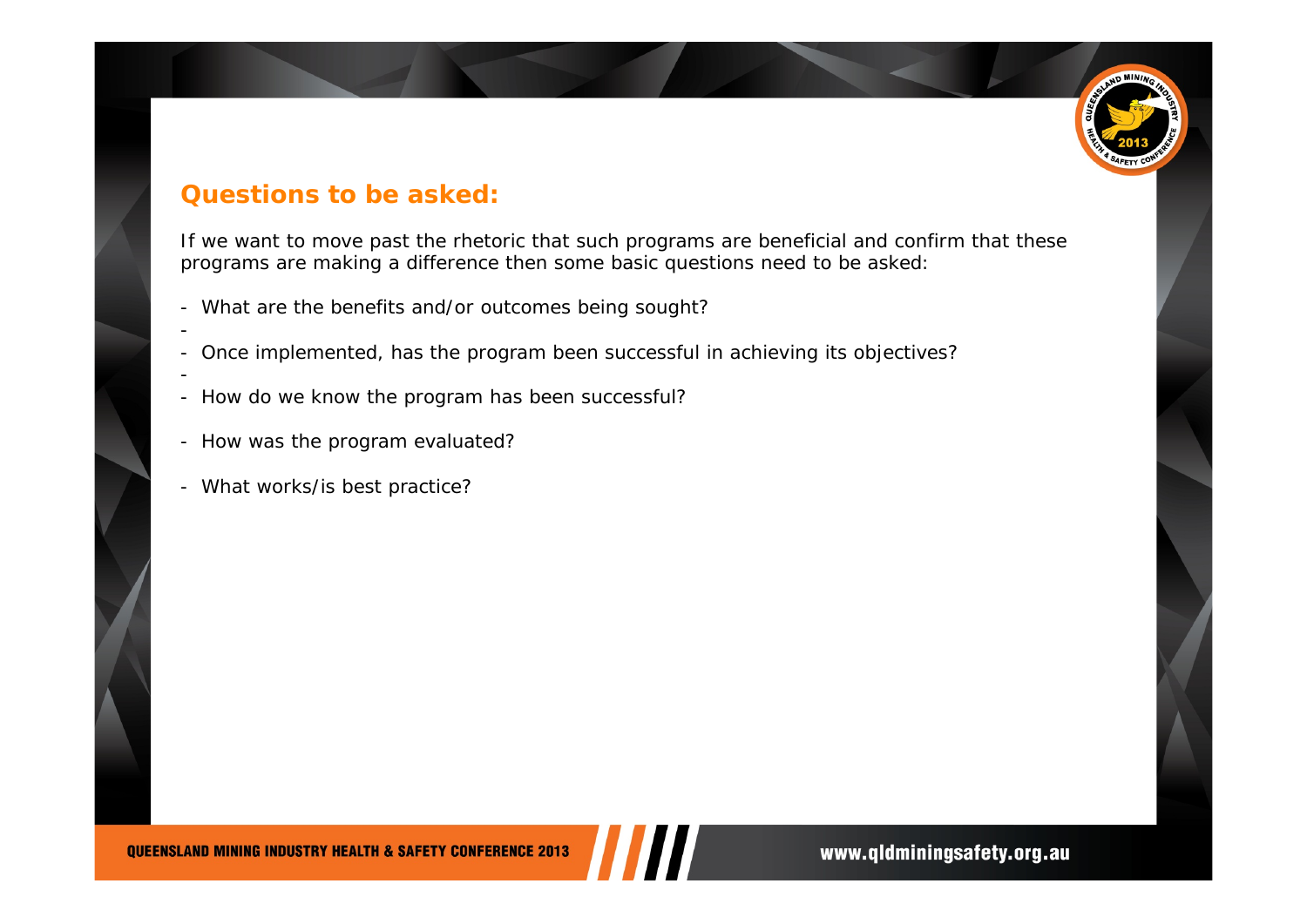## Questions to be asked:

If we want to move past the rhetoric that such programs are beneficial and confirm that these programs are making a difference then some basic questions need to be asked:

- What are the benefits and/or outcomes being sought?
- Once implemented, has the program been successful in achieving its objectives?
- How do we know the program has been successful?
- How was the program evaluated?
- What works/is best practice?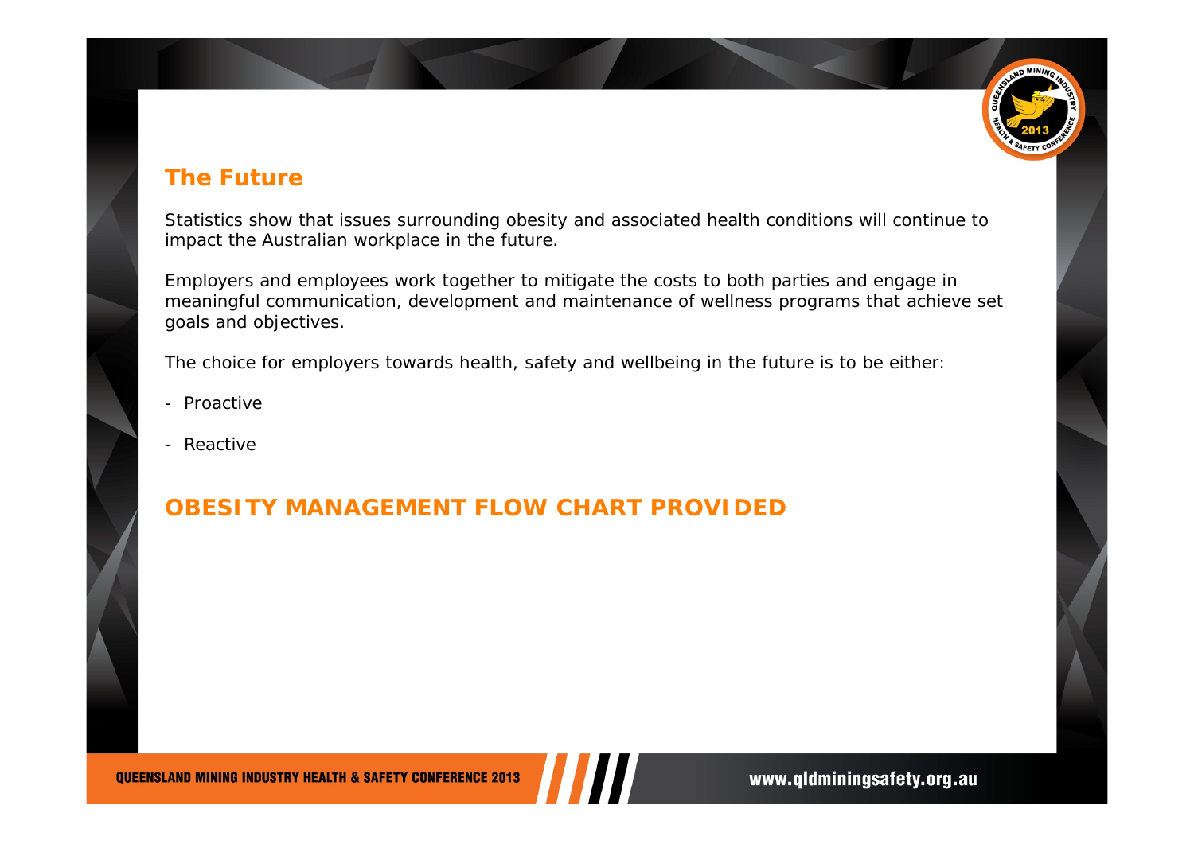## The Future

Statistics show that issues surrounding obesity and associated health conditions will continue to impact the Australian workplace in the future.

Employers and employees work together to mitigate the costs to both parties and engage in meaningful communication, development and maintenance of wellness programs that achieve set goals and objectives.

The choice for employers towards health, safety and wellbeing in the future is to be either:

- Proactive
- Reactive

**OBESITY MANAGEMENT FLOW CHART PROVIDED**